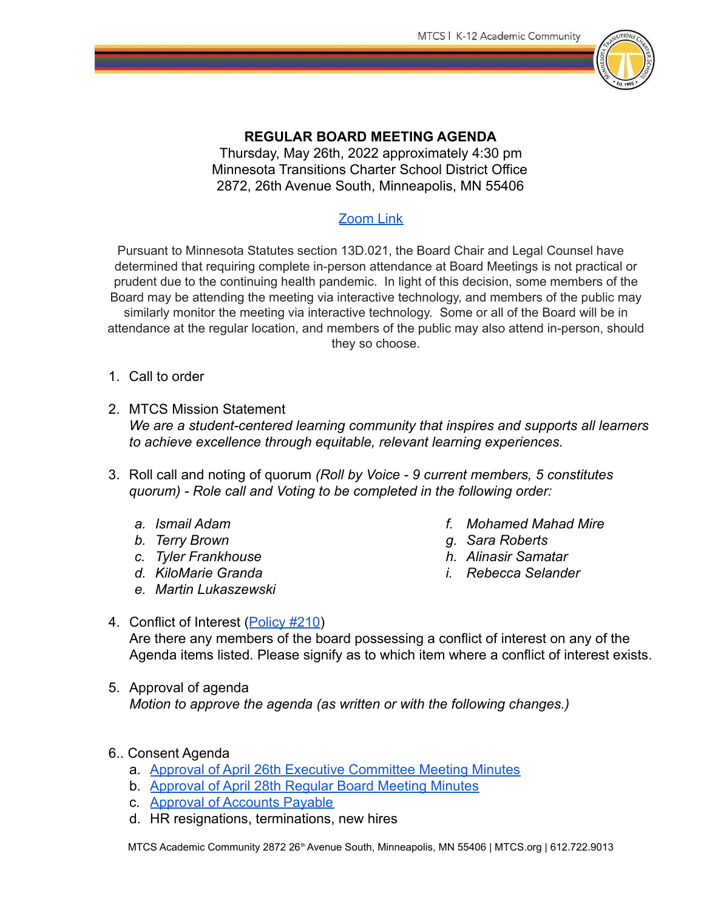# REGULAR BOARD MEETING AGENDA

Thursday, May 26th, 2022 approximately 4:30 pm
Minnesota Transitions Charter School District Office
2872, 26th Avenue South, Minneapolis, MN 55406

[Zoom Link]

Pursuant to Minnesota Statutes section 13D.021, the Board Chair and Legal Counsel have determined that requiring complete in-person attendance at Board Meetings is not practical or prudent due to the continuing health pandemic. In light of this decision, some members of the Board may be attending the meeting via interactive technology, and members of the public may similarly monitor the meeting via interactive technology. Some or all of the Board will be in attendance at the regular location, and members of the public may also attend in-person, should they so choose.

1. Call to order

2. MTCS Mission Statement
   *We are a student-centered learning community that inspires and supports all learners to achieve excellence through equitable, relevant learning experiences.*

3. Roll call and noting of quorum *(Roll by Voice - 9 current members, 5 constitutes quorum) - Role call and Voting to be completed in the following order:*
   a. *Ismail Adam*
   b. *Terry Brown*
   c. *Tyler Frankhouse*
   d. *KiloMarie Granda*
   e. *Martin Lukaszewski*
   f. *Mohamed Mahad Mire*
   g. *Sara Roberts*
   h. *Alinasir Samatar*
   i. *Rebecca Selander*

4. Conflict of Interest (Policy #210)
   Are there any members of the board possessing a conflict of interest on any of the Agenda items listed. Please signify as to which item where a conflict of interest exists.

5. Approval of agenda
   *Motion to approve the agenda (as written or with the following changes.)*

6.. Consent Agenda
   a. Approval of April 26th Executive Committee Meeting Minutes
   b. Approval of April 28th Regular Board Meeting Minutes
   c. Approval of Accounts Payable
   d. HR resignations, terminations, new hires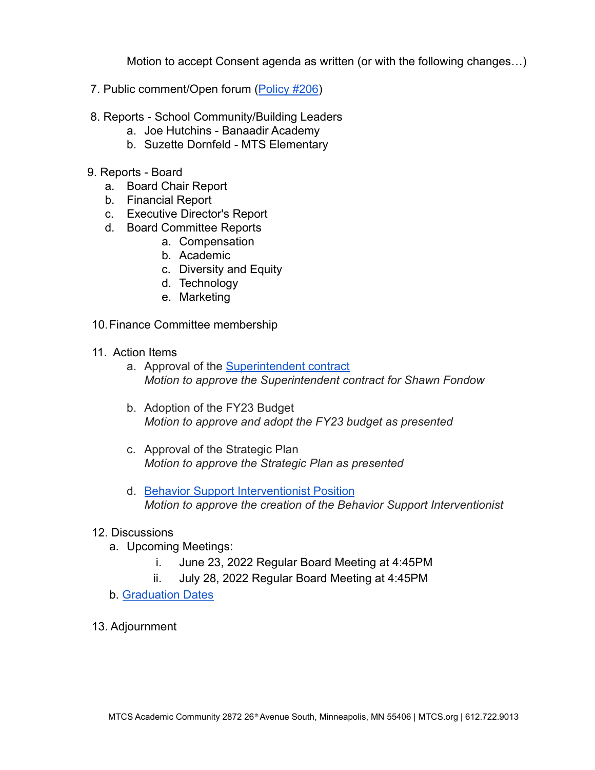Motion to accept Consent agenda as written (or with the following changes…)

7. Public comment/Open forum ([Policy #206])

8. Reports - School Community/Building Leaders
   a. Joe Hutchins - Banaadir Academy
   b. Suzette Dornfeld - MTS Elementary

9. Reports - Board
   a. Board Chair Report
   b. Financial Report
   c. Executive Director's Report
   d. Board Committee Reports
      a. Compensation
      b. Academic
      c. Diversity and Equity
      d. Technology
      e. Marketing

10. Finance Committee membership

11. Action Items
    a. Approval of the [Superintendent contract]
       *Motion to approve the Superintendent contract for Shawn Fondow*

    b. Adoption of the FY23 Budget
       *Motion to approve and adopt the FY23 budget as presented*

    c. Approval of the Strategic Plan
       *Motion to approve the Strategic Plan as presented*

    d. [Behavior Support Interventionist Position]
       *Motion to approve the creation of the Behavior Support Interventionist*

12. Discussions
    a. Upcoming Meetings:
       i. June 23, 2022 Regular Board Meeting at 4:45PM
       ii. July 28, 2022 Regular Board Meeting at 4:45PM
    b. [Graduation Dates]

13. Adjournment